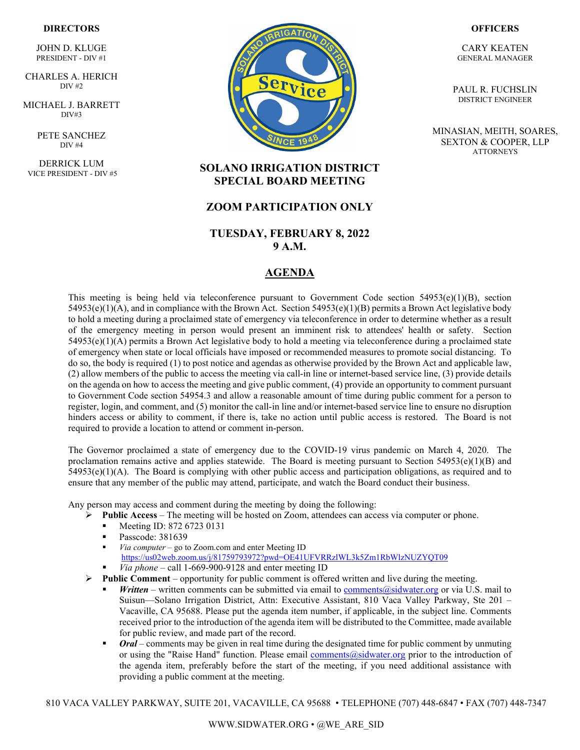**DIRECTORS**

JOHN D. KLUGE
PRESIDENT - DIV #1

CHARLES A. HERICH
DIV #2

MICHAEL J. BARRETT
DIV#3

PETE SANCHEZ
DIV #4

DERRICK LUM
VICE PRESIDENT - DIV #5

**OFFICERS**

CARY KEATEN
GENERAL MANAGER

PAUL R. FUCHSLIN
DISTRICT ENGINEER

MINASIAN, MEITH, SOARES, SEXTON & COOPER, LLP
ATTORNEYS

# SOLANO IRRIGATION DISTRICT SPECIAL BOARD MEETING

## ZOOM PARTICIPATION ONLY

## TUESDAY, FEBRUARY 8, 2022 9 A.M.

## AGENDA

This meeting is being held via teleconference pursuant to Government Code section 54953(e)(1)(B), section 54953(e)(1)(A), and in compliance with the Brown Act. Section 54953(e)(1)(B) permits a Brown Act legislative body to hold a meeting during a proclaimed state of emergency via teleconference in order to determine whether as a result of the emergency meeting in person would present an imminent risk to attendees' health or safety. Section 54953(e)(1)(A) permits a Brown Act legislative body to hold a meeting via teleconference during a proclaimed state of emergency when state or local officials have imposed or recommended measures to promote social distancing. To do so, the body is required (1) to post notice and agendas as otherwise provided by the Brown Act and applicable law, (2) allow members of the public to access the meeting via call-in line or internet-based service line, (3) provide details on the agenda on how to access the meeting and give public comment, (4) provide an opportunity to comment pursuant to Government Code section 54954.3 and allow a reasonable amount of time during public comment for a person to register, login, and comment, and (5) monitor the call-in line and/or internet-based service line to ensure no disruption hinders access or ability to comment, if there is, take no action until public access is restored. The Board is not required to provide a location to attend or comment in-person.

The Governor proclaimed a state of emergency due to the COVID-19 virus pandemic on March 4, 2020. The proclamation remains active and applies statewide. The Board is meeting pursuant to Section 54953(e)(1)(B) and 54953(e)(1)(A). The Board is complying with other public access and participation obligations, as required and to ensure that any member of the public may attend, participate, and watch the Board conduct their business.

Any person may access and comment during the meeting by doing the following:

- **Public Access** – The meeting will be hosted on Zoom, attendees can access via computer or phone.
  - Meeting ID: 872 6723 0131
  - Passcode: 381639
  - *Via computer* – go to Zoom.com and enter Meeting ID https://us02web.zoom.us/j/81759793972?pwd=OE41UFVRRzlWL3k5Zm1RbWlzNUZYQT09
  - *Via phone* – call 1-669-900-9128 and enter meeting ID
- **Public Comment** – opportunity for public comment is offered written and live during the meeting.
  - ***Written*** – written comments can be submitted via email to comments@sidwater.org or via U.S. mail to Suisun—Solano Irrigation District, Attn: Executive Assistant, 810 Vaca Valley Parkway, Ste 201 – Vacaville, CA 95688. Please put the agenda item number, if applicable, in the subject line. Comments received prior to the introduction of the agenda item will be distributed to the Committee, made available for public review, and made part of the record.
  - ***Oral*** – comments may be given in real time during the designated time for public comment by unmuting or using the "Raise Hand" function. Please email comments@sidwater.org prior to the introduction of the agenda item, preferably before the start of the meeting, if you need additional assistance with providing a public comment at the meeting.

810 VACA VALLEY PARKWAY, SUITE 201, VACAVILLE, CA 95688 • TELEPHONE (707) 448-6847 • FAX (707) 448-7347

WWW.SIDWATER.ORG • @WE_ARE_SID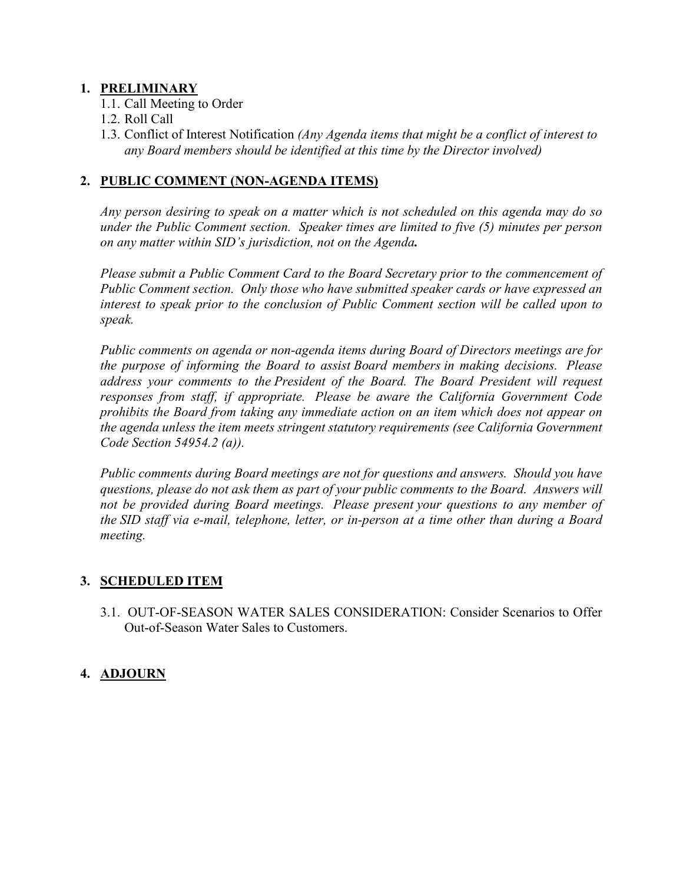1. **PRELIMINARY**
   1.1. Call Meeting to Order
   1.2. Roll Call
   1.3. Conflict of Interest Notification *(Any Agenda items that might be a conflict of interest to any Board members should be identified at this time by the Director involved)*

2. **PUBLIC COMMENT (NON-AGENDA ITEMS)**

   *Any person desiring to speak on a matter which is not scheduled on this agenda may do so under the Public Comment section. Speaker times are limited to five (5) minutes per person on any matter within SID's jurisdiction, not on the Agenda.*

   *Please submit a Public Comment Card to the Board Secretary prior to the commencement of Public Comment section. Only those who have submitted speaker cards or have expressed an interest to speak prior to the conclusion of Public Comment section will be called upon to speak.*

   *Public comments on agenda or non-agenda items during Board of Directors meetings are for the purpose of informing the Board to assist Board members in making decisions. Please address your comments to the President of the Board. The Board President will request responses from staff, if appropriate. Please be aware the California Government Code prohibits the Board from taking any immediate action on an item which does not appear on the agenda unless the item meets stringent statutory requirements (see California Government Code Section 54954.2 (a)).*

   *Public comments during Board meetings are not for questions and answers. Should you have questions, please do not ask them as part of your public comments to the Board. Answers will not be provided during Board meetings. Please present your questions to any member of the SID staff via e-mail, telephone, letter, or in-person at a time other than during a Board meeting.*

3. **SCHEDULED ITEM**

   3.1. OUT-OF-SEASON WATER SALES CONSIDERATION: Consider Scenarios to Offer Out-of-Season Water Sales to Customers.

4. **ADJOURN**